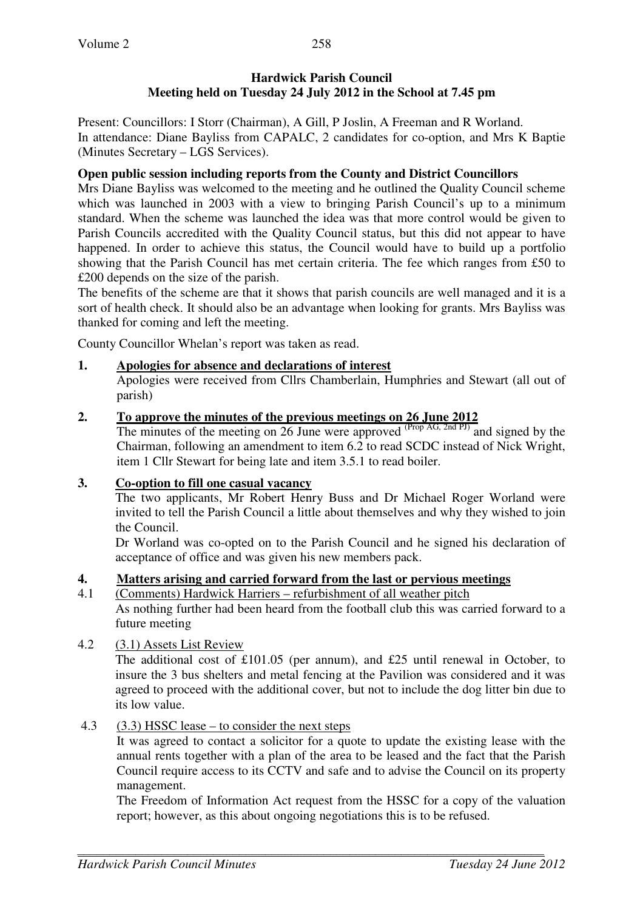**Hardwick Parish Council**
**Meeting held on Tuesday 24 July 2012 in the School at 7.45 pm**

Present: Councillors: I Storr (Chairman), A Gill, P Joslin, A Freeman and R Worland.
In attendance: Diane Bayliss from CAPALC, 2 candidates for co-option, and Mrs K Baptie (Minutes Secretary – LGS Services).

**Open public session including reports from the County and District Councillors**

Mrs Diane Bayliss was welcomed to the meeting and he outlined the Quality Council scheme which was launched in 2003 with a view to bringing Parish Council's up to a minimum standard. When the scheme was launched the idea was that more control would be given to Parish Councils accredited with the Quality Council status, but this did not appear to have happened. In order to achieve this status, the Council would have to build up a portfolio showing that the Parish Council has met certain criteria. The fee which ranges from £50 to £200 depends on the size of the parish.

The benefits of the scheme are that it shows that parish councils are well managed and it is a sort of health check. It should also be an advantage when looking for grants. Mrs Bayliss was thanked for coming and left the meeting.

County Councillor Whelan's report was taken as read.

**1. Apologies for absence and declarations of interest**

Apologies were received from Cllrs Chamberlain, Humphries and Stewart (all out of parish)

**2. To approve the minutes of the previous meetings on 26 June 2012**

The minutes of the meeting on 26 June were approved (Prop AG, 2nd PJ) and signed by the Chairman, following an amendment to item 6.2 to read SCDC instead of Nick Wright, item 1 Cllr Stewart for being late and item 3.5.1 to read boiler.

**3. Co-option to fill one casual vacancy**

The two applicants, Mr Robert Henry Buss and Dr Michael Roger Worland were invited to tell the Parish Council a little about themselves and why they wished to join the Council.

Dr Worland was co-opted on to the Parish Council and he signed his declaration of acceptance of office and was given his new members pack.

**4. Matters arising and carried forward from the last or pervious meetings**

4.1 (Comments) Hardwick Harriers – refurbishment of all weather pitch

As nothing further had been heard from the football club this was carried forward to a future meeting

4.2 (3.1) Assets List Review

The additional cost of £101.05 (per annum), and £25 until renewal in October, to insure the 3 bus shelters and metal fencing at the Pavilion was considered and it was agreed to proceed with the additional cover, but not to include the dog litter bin due to its low value.

4.3 (3.3) HSSC lease – to consider the next steps

It was agreed to contact a solicitor for a quote to update the existing lease with the annual rents together with a plan of the area to be leased and the fact that the Parish Council require access to its CCTV and safe and to advise the Council on its property management.

The Freedom of Information Act request from the HSSC for a copy of the valuation report; however, as this about ongoing negotiations this is to be refused.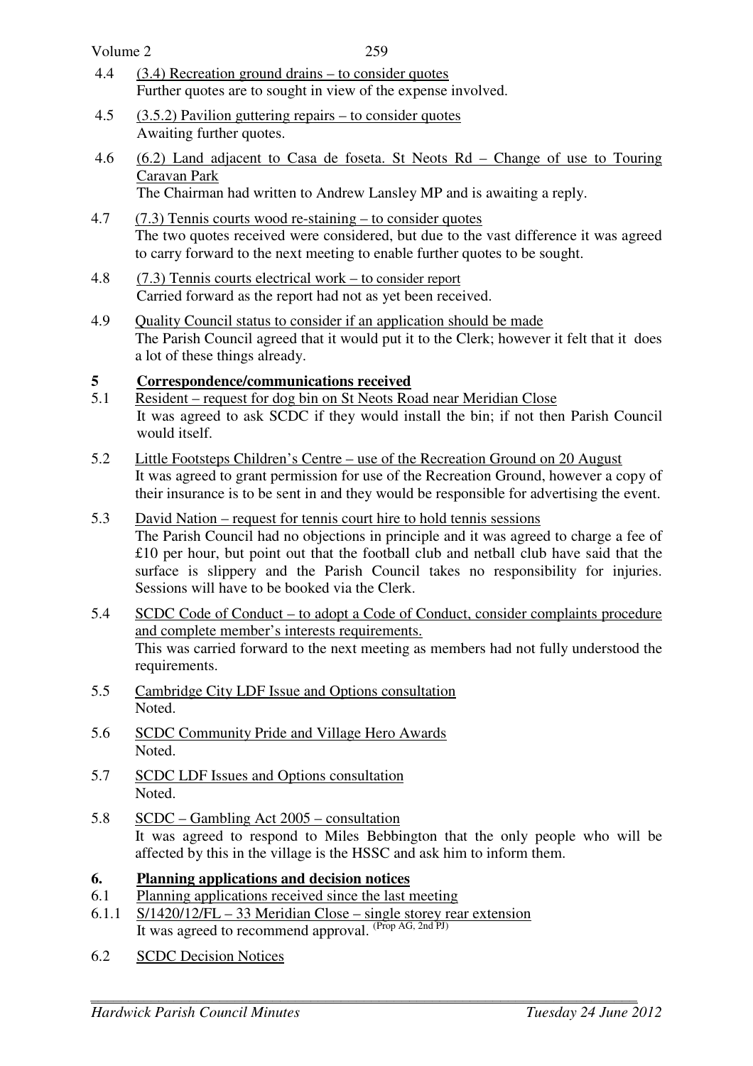4.4 (3.4) Recreation ground drains – to consider quotes
Further quotes are to sought in view of the expense involved.

4.5 (3.5.2) Pavilion guttering repairs – to consider quotes
Awaiting further quotes.

4.6 (6.2) Land adjacent to Casa de foseta. St Neots Rd – Change of use to Touring Caravan Park
The Chairman had written to Andrew Lansley MP and is awaiting a reply.

4.7 (7.3) Tennis courts wood re-staining – to consider quotes
The two quotes received were considered, but due to the vast difference it was agreed to carry forward to the next meeting to enable further quotes to be sought.

4.8 (7.3) Tennis courts electrical work – to consider report
Carried forward as the report had not as yet been received.

4.9 Quality Council status to consider if an application should be made
The Parish Council agreed that it would put it to the Clerk; however it felt that it does a lot of these things already.

**5 Correspondence/communications received**

5.1 Resident – request for dog bin on St Neots Road near Meridian Close
It was agreed to ask SCDC if they would install the bin; if not then Parish Council would itself.

5.2 Little Footsteps Children's Centre – use of the Recreation Ground on 20 August
It was agreed to grant permission for use of the Recreation Ground, however a copy of their insurance is to be sent in and they would be responsible for advertising the event.

5.3 David Nation – request for tennis court hire to hold tennis sessions
The Parish Council had no objections in principle and it was agreed to charge a fee of £10 per hour, but point out that the football club and netball club have said that the surface is slippery and the Parish Council takes no responsibility for injuries. Sessions will have to be booked via the Clerk.

5.4 SCDC Code of Conduct – to adopt a Code of Conduct, consider complaints procedure and complete member's interests requirements.
This was carried forward to the next meeting as members had not fully understood the requirements.

5.5 Cambridge City LDF Issue and Options consultation
Noted.

5.6 SCDC Community Pride and Village Hero Awards
Noted.

5.7 SCDC LDF Issues and Options consultation
Noted.

5.8 SCDC – Gambling Act 2005 – consultation
It was agreed to respond to Miles Bebbington that the only people who will be affected by this in the village is the HSSC and ask him to inform them.

**6. Planning applications and decision notices**

6.1 Planning applications received since the last meeting

6.1.1 S/1420/12/FL – 33 Meridian Close – single storey rear extension
It was agreed to recommend approval. (Prop AG, 2nd PJ)

6.2 SCDC Decision Notices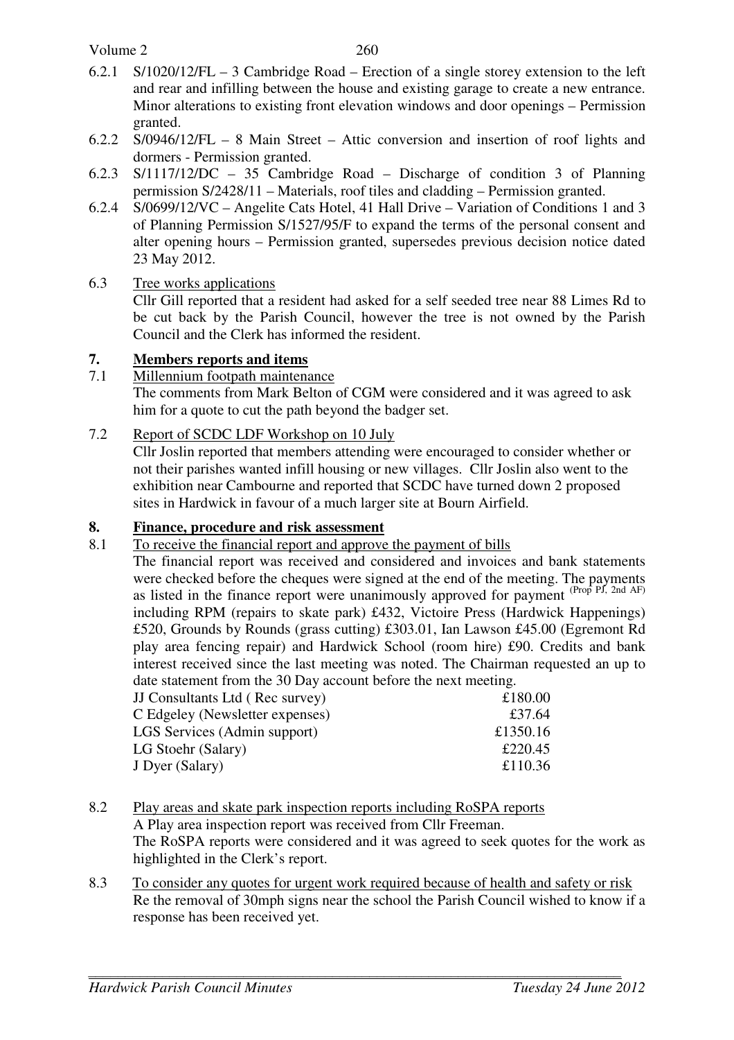6.2.1 S/1020/12/FL – 3 Cambridge Road – Erection of a single storey extension to the left and rear and infilling between the house and existing garage to create a new entrance. Minor alterations to existing front elevation windows and door openings – Permission granted.

6.2.2 S/0946/12/FL – 8 Main Street – Attic conversion and insertion of roof lights and dormers - Permission granted.

6.2.3 S/1117/12/DC – 35 Cambridge Road – Discharge of condition 3 of Planning permission S/2428/11 – Materials, roof tiles and cladding – Permission granted.

6.2.4 S/0699/12/VC – Angelite Cats Hotel, 41 Hall Drive – Variation of Conditions 1 and 3 of Planning Permission S/1527/95/F to expand the terms of the personal consent and alter opening hours – Permission granted, supersedes previous decision notice dated 23 May 2012.

6.3 Tree works applications

Cllr Gill reported that a resident had asked for a self seeded tree near 88 Limes Rd to be cut back by the Parish Council, however the tree is not owned by the Parish Council and the Clerk has informed the resident.

## 7. Members reports and items

7.1 Millennium footpath maintenance

The comments from Mark Belton of CGM were considered and it was agreed to ask him for a quote to cut the path beyond the badger set.

7.2 Report of SCDC LDF Workshop on 10 July

Cllr Joslin reported that members attending were encouraged to consider whether or not their parishes wanted infill housing or new villages. Cllr Joslin also went to the exhibition near Cambourne and reported that SCDC have turned down 2 proposed sites in Hardwick in favour of a much larger site at Bourn Airfield.

## 8. Finance, procedure and risk assessment

8.1 To receive the financial report and approve the payment of bills

The financial report was received and considered and invoices and bank statements were checked before the cheques were signed at the end of the meeting. The payments as listed in the finance report were unanimously approved for payment (Prop PJ, 2nd AF) including RPM (repairs to skate park) £432, Victoire Press (Hardwick Happenings) £520, Grounds by Rounds (grass cutting) £303.01, Ian Lawson £45.00 (Egremont Rd play area fencing repair) and Hardwick School (room hire) £90. Credits and bank interest received since the last meeting was noted. The Chairman requested an up to date statement from the 30 Day account before the next meeting.

| | |
|---|---|
| JJ Consultants Ltd ( Rec survey) | £180.00 |
| C Edgeley (Newsletter expenses) | £37.64 |
| LGS Services (Admin support) | £1350.16 |
| LG Stoehr (Salary) | £220.45 |
| J Dyer (Salary) | £110.36 |

8.2 Play areas and skate park inspection reports including RoSPA reports

A Play area inspection report was received from Cllr Freeman.

The RoSPA reports were considered and it was agreed to seek quotes for the work as highlighted in the Clerk's report.

8.3 To consider any quotes for urgent work required because of health and safety or risk

Re the removal of 30mph signs near the school the Parish Council wished to know if a response has been received yet.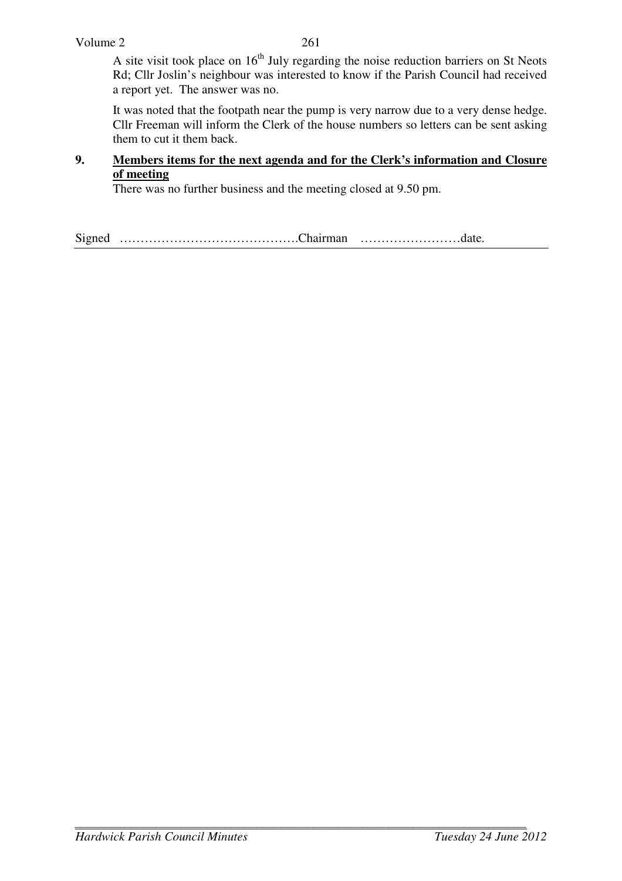A site visit took place on 16th July regarding the noise reduction barriers on St Neots Rd; Cllr Joslin's neighbour was interested to know if the Parish Council had received a report yet. The answer was no.

It was noted that the footpath near the pump is very narrow due to a very dense hedge. Cllr Freeman will inform the Clerk of the house numbers so letters can be sent asking them to cut it them back.

**9. <u>Members items for the next agenda and for the Clerk's information and Closure of meeting</u>**

There was no further business and the meeting closed at 9.50 pm.

Signed …………………………………….Chairman ……………………date.